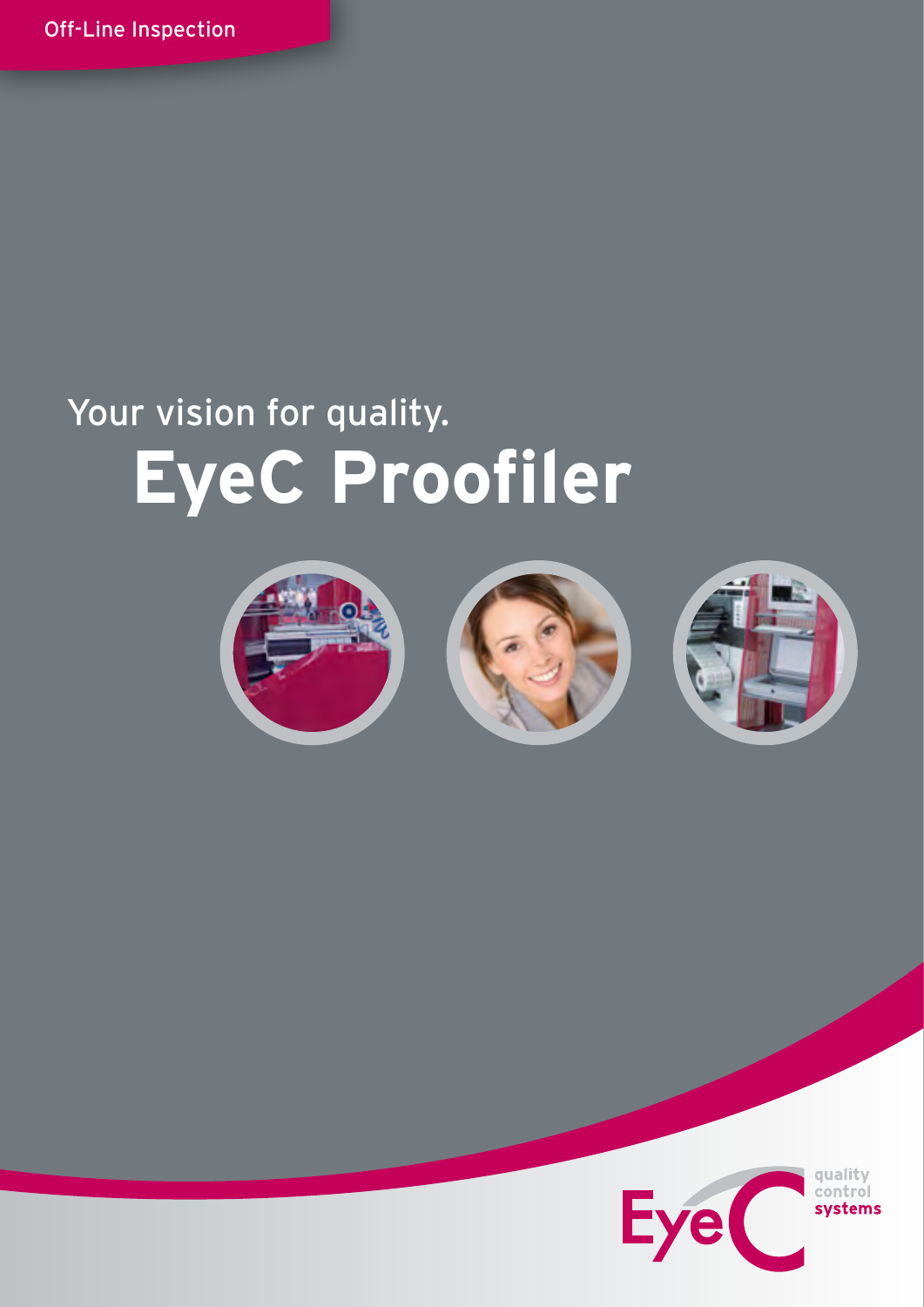Off-Line Inspection

Your vision for quality.

# EyeC Proofiler

EyeC quality control systems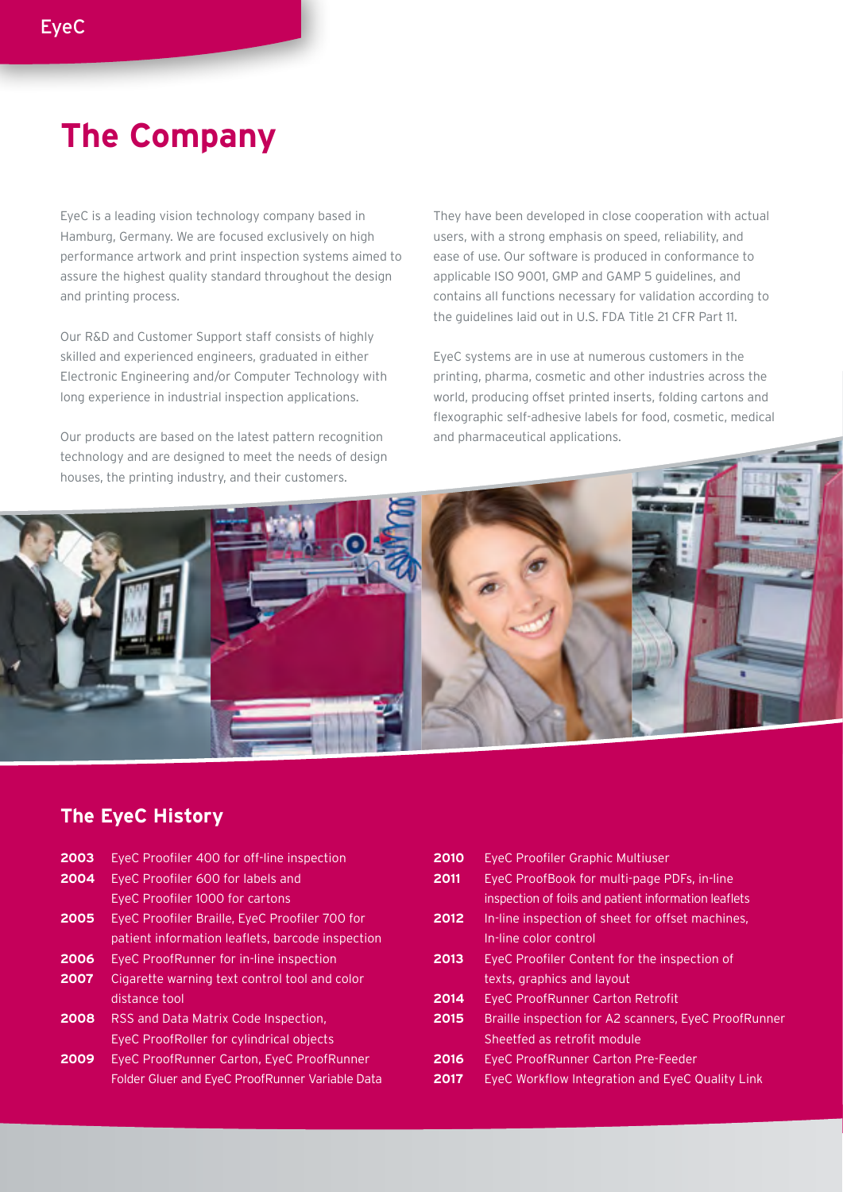# The Company

EyeC is a leading vision technology company based in Hamburg, Germany. We are focused exclusively on high performance artwork and print inspection systems aimed to assure the highest quality standard throughout the design and printing process.

Our R&D and Customer Support staff consists of highly skilled and experienced engineers, graduated in either Electronic Engineering and/or Computer Technology with long experience in industrial inspection applications.

Our products are based on the latest pattern recognition technology and are designed to meet the needs of design houses, the printing industry, and their customers.

They have been developed in close cooperation with actual users, with a strong emphasis on speed, reliability, and ease of use. Our software is produced in conformance to applicable ISO 9001, GMP and GAMP 5 guidelines, and contains all functions necessary for validation according to the guidelines laid out in U.S. FDA Title 21 CFR Part 11.

EyeC systems are in use at numerous customers in the printing, pharma, cosmetic and other industries across the world, producing offset printed inserts, folding cartons and flexographic self-adhesive labels for food, cosmetic, medical and pharmaceutical applications.

## The EyeC History

- **2003** EyeC Proofiler 400 for off-line inspection
- **2004** EyeC Proofiler 600 for labels and EyeC Proofiler 1000 for cartons
- **2005** EyeC Proofiler Braille, EyeC Proofiler 700 for patient information leaflets, barcode inspection
- **2006** EyeC ProofRunner for in-line inspection
- **2007** Cigarette warning text control tool and color distance tool
- **2008** RSS and Data Matrix Code Inspection, EyeC ProofRoller for cylindrical objects
- **2009** EyeC ProofRunner Carton, EyeC ProofRunner Folder Gluer and EyeC ProofRunner Variable Data
- **2010** EyeC Proofiler Graphic Multiuser
- **2011** EyeC ProofBook for multi-page PDFs, in-line inspection of foils and patient information leaflets
- **2012** In-line inspection of sheet for offset machines, In-line color control
- **2013** EyeC Proofiler Content for the inspection of texts, graphics and layout
- **2014** EyeC ProofRunner Carton Retrofit
- **2015** Braille inspection for A2 scanners, EyeC ProofRunner Sheetfed as retrofit module
- **2016** EyeC ProofRunner Carton Pre-Feeder
- **2017** EyeC Workflow Integration and EyeC Quality Link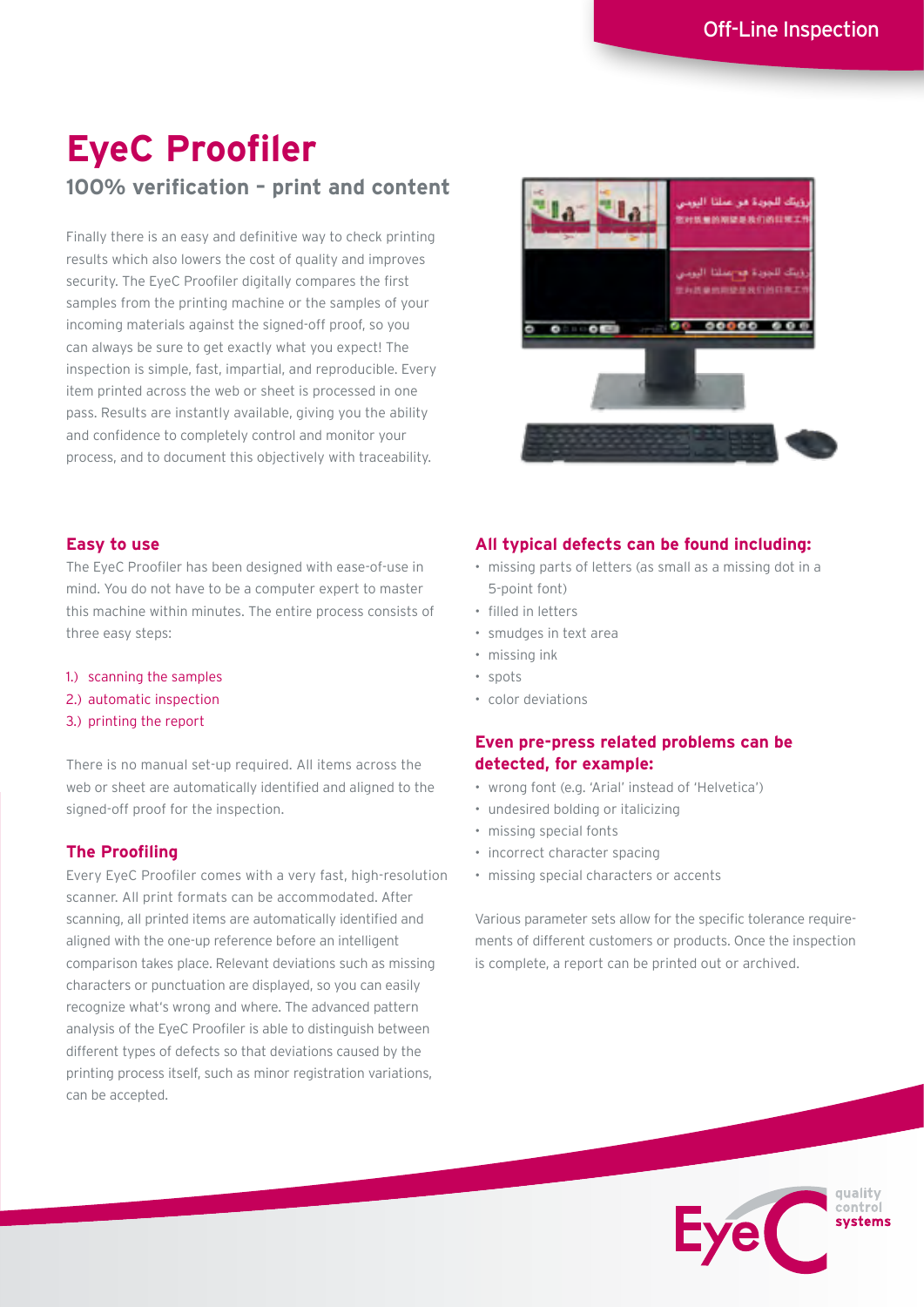Off-Line Inspection

# EyeC Proofiler

## 100% verification – print and content

Finally there is an easy and definitive way to check printing results which also lowers the cost of quality and improves security. The EyeC Proofiler digitally compares the first samples from the printing machine or the samples of your incoming materials against the signed-off proof, so you can always be sure to get exactly what you expect! The inspection is simple, fast, impartial, and reproducible. Every item printed across the web or sheet is processed in one pass. Results are instantly available, giving you the ability and confidence to completely control and monitor your process, and to document this objectively with traceability.

### Easy to use

The EyeC Proofiler has been designed with ease-of-use in mind. You do not have to be a computer expert to master this machine within minutes. The entire process consists of three easy steps:

1.) scanning the samples
2.) automatic inspection
3.) printing the report

There is no manual set-up required. All items across the web or sheet are automatically identified and aligned to the signed-off proof for the inspection.

### The Proofiling

Every EyeC Proofiler comes with a very fast, high-resolution scanner. All print formats can be accommodated. After scanning, all printed items are automatically identified and aligned with the one-up reference before an intelligent comparison takes place. Relevant deviations such as missing characters or punctuation are displayed, so you can easily recognize what's wrong and where. The advanced pattern analysis of the EyeC Proofiler is able to distinguish between different types of defects so that deviations caused by the printing process itself, such as minor registration variations, can be accepted.

### All typical defects can be found including:

- missing parts of letters (as small as a missing dot in a 5-point font)
- filled in letters
- smudges in text area
- missing ink
- spots
- color deviations

### Even pre-press related problems can be detected, for example:

- wrong font (e.g. 'Arial' instead of 'Helvetica')
- undesired bolding or italicizing
- missing special fonts
- incorrect character spacing
- missing special characters or accents

Various parameter sets allow for the specific tolerance requirements of different customers or products. Once the inspection is complete, a report can be printed out or archived.

EyeC quality control systems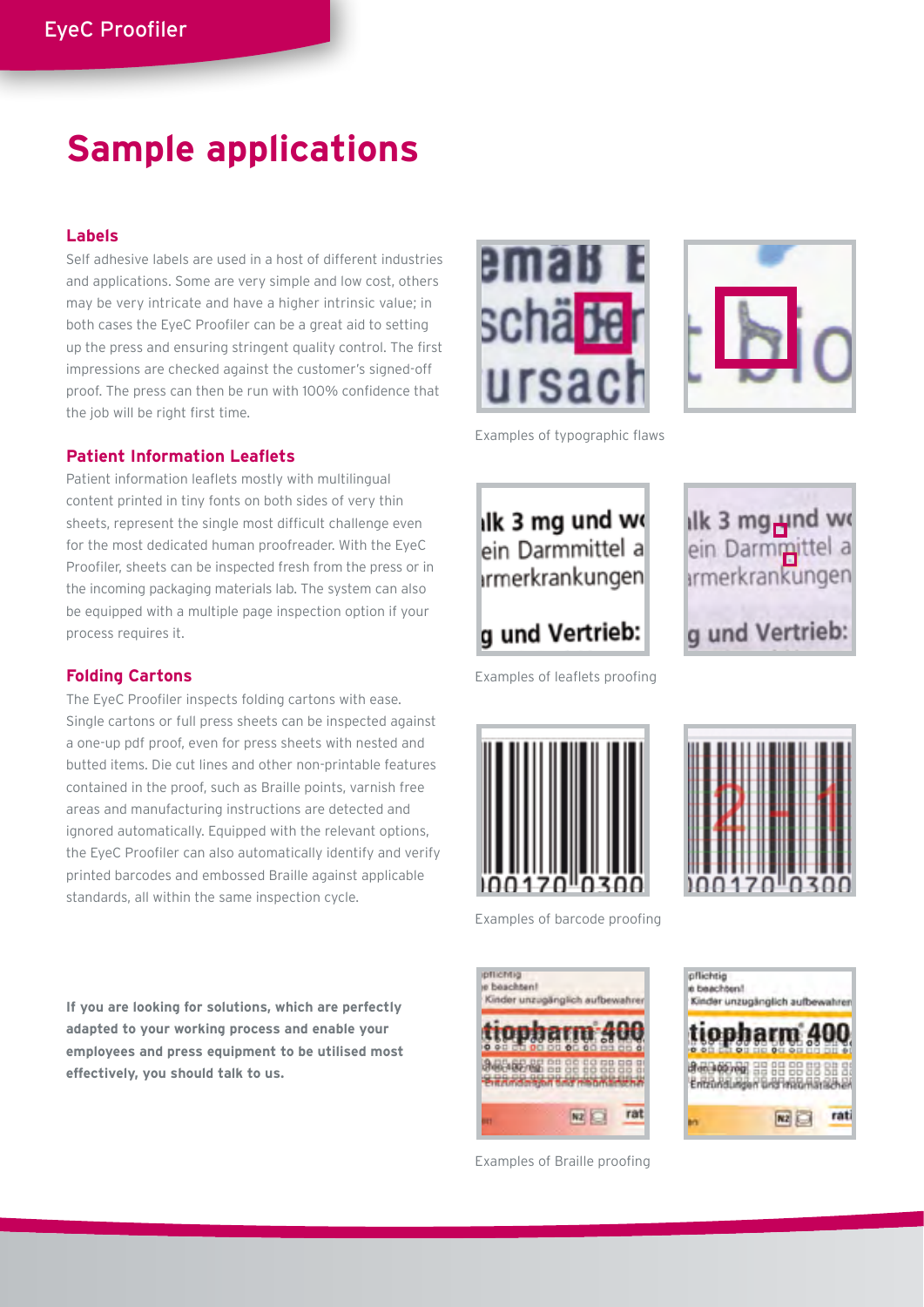# Sample applications

### Labels

Self adhesive labels are used in a host of different industries and applications. Some are very simple and low cost, others may be very intricate and have a higher intrinsic value; in both cases the EyeC Proofiler can be a great aid to setting up the press and ensuring stringent quality control. The first impressions are checked against the customer's signed-off proof. The press can then be run with 100% confidence that the job will be right first time.

### Patient Information Leaflets

Patient information leaflets mostly with multilingual content printed in tiny fonts on both sides of very thin sheets, represent the single most difficult challenge even for the most dedicated human proofreader. With the EyeC Proofiler, sheets can be inspected fresh from the press or in the incoming packaging materials lab. The system can also be equipped with a multiple page inspection option if your process requires it.

### Folding Cartons

The EyeC Proofiler inspects folding cartons with ease. Single cartons or full press sheets can be inspected against a one-up pdf proof, even for press sheets with nested and butted items. Die cut lines and other non-printable features contained in the proof, such as Braille points, varnish free areas and manufacturing instructions are detected and ignored automatically. Equipped with the relevant options, the EyeC Proofiler can also automatically identify and verify printed barcodes and embossed Braille against applicable standards, all within the same inspection cycle.

**If you are looking for solutions, which are perfectly adapted to your working process and enable your employees and press equipment to be utilised most effectively, you should talk to us.**

Examples of typographic flaws

Examples of leaflets proofing

Examples of barcode proofing

Examples of Braille proofing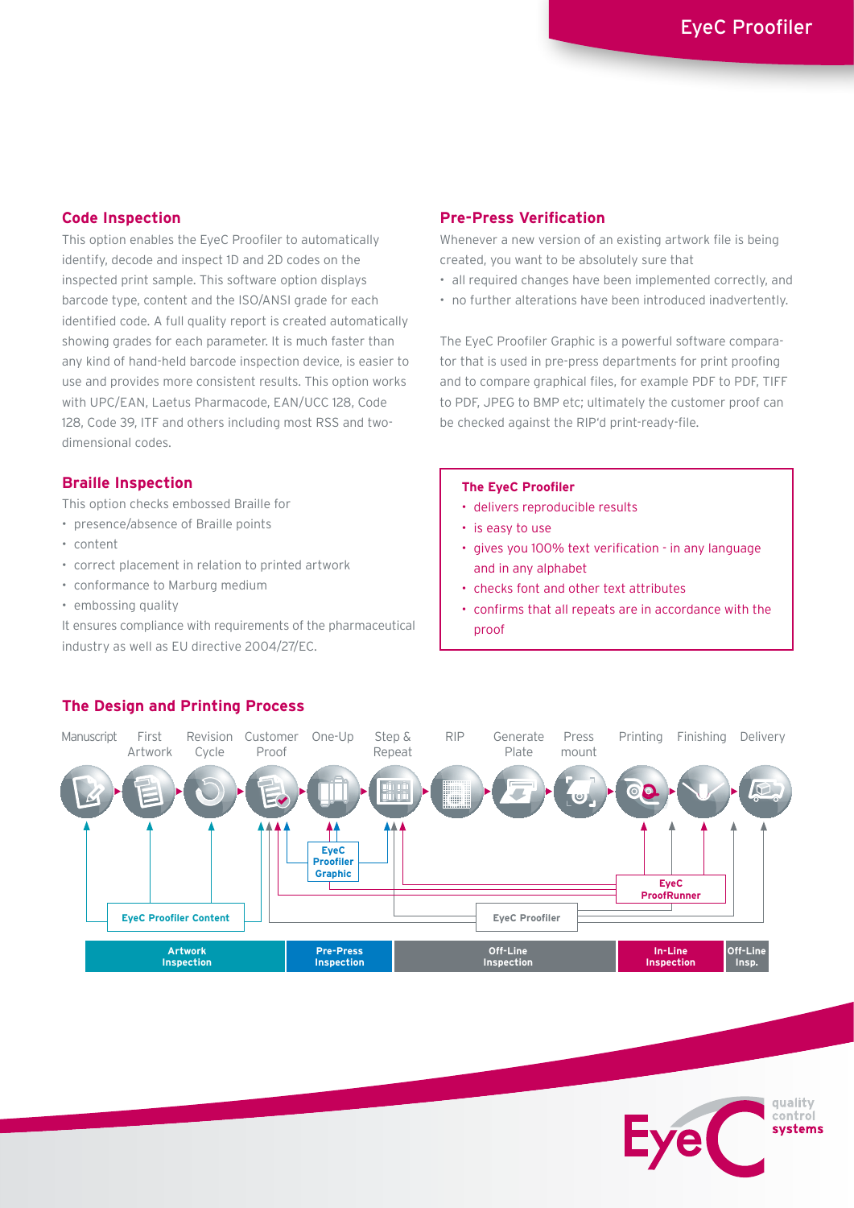## Code Inspection

This option enables the EyeC Proofiler to automatically identify, decode and inspect 1D and 2D codes on the inspected print sample. This software option displays barcode type, content and the ISO/ANSI grade for each identified code. A full quality report is created automatically showing grades for each parameter. It is much faster than any kind of hand-held barcode inspection device, is easier to use and provides more consistent results. This option works with UPC/EAN, Laetus Pharmacode, EAN/UCC 128, Code 128, Code 39, ITF and others including most RSS and two-dimensional codes.

## Braille Inspection

This option checks embossed Braille for

- presence/absence of Braille points
- content
- correct placement in relation to printed artwork
- conformance to Marburg medium
- embossing quality

It ensures compliance with requirements of the pharmaceutical industry as well as EU directive 2004/27/EC.

## Pre-Press Verification

Whenever a new version of an existing artwork file is being created, you want to be absolutely sure that

- all required changes have been implemented correctly, and
- no further alterations have been introduced inadvertently.

The EyeC Proofiler Graphic is a powerful software comparator that is used in pre-press departments for print proofing and to compare graphical files, for example PDF to PDF, TIFF to PDF, JPEG to BMP etc; ultimately the customer proof can be checked against the RIP'd print-ready-file.

**The EyeC Proofiler**

- delivers reproducible results
- is easy to use
- gives you 100% text verification - in any language and in any alphabet
- checks font and other text attributes
- confirms that all repeats are in accordance with the proof

## The Design and Printing Process

Manuscript · First Artwork · Revision Cycle · Customer Proof · One-Up · Step & Repeat · RIP · Generate Plate · Press mount · Printing · Finishing · Delivery

EyeC Proofiler Content · EyeC Proofiler Graphic · EyeC Proofiler · EyeC ProofRunner

Artwork Inspection · Pre-Press Inspection · Off-Line Inspection · In-Line Inspection · Off-Line Insp.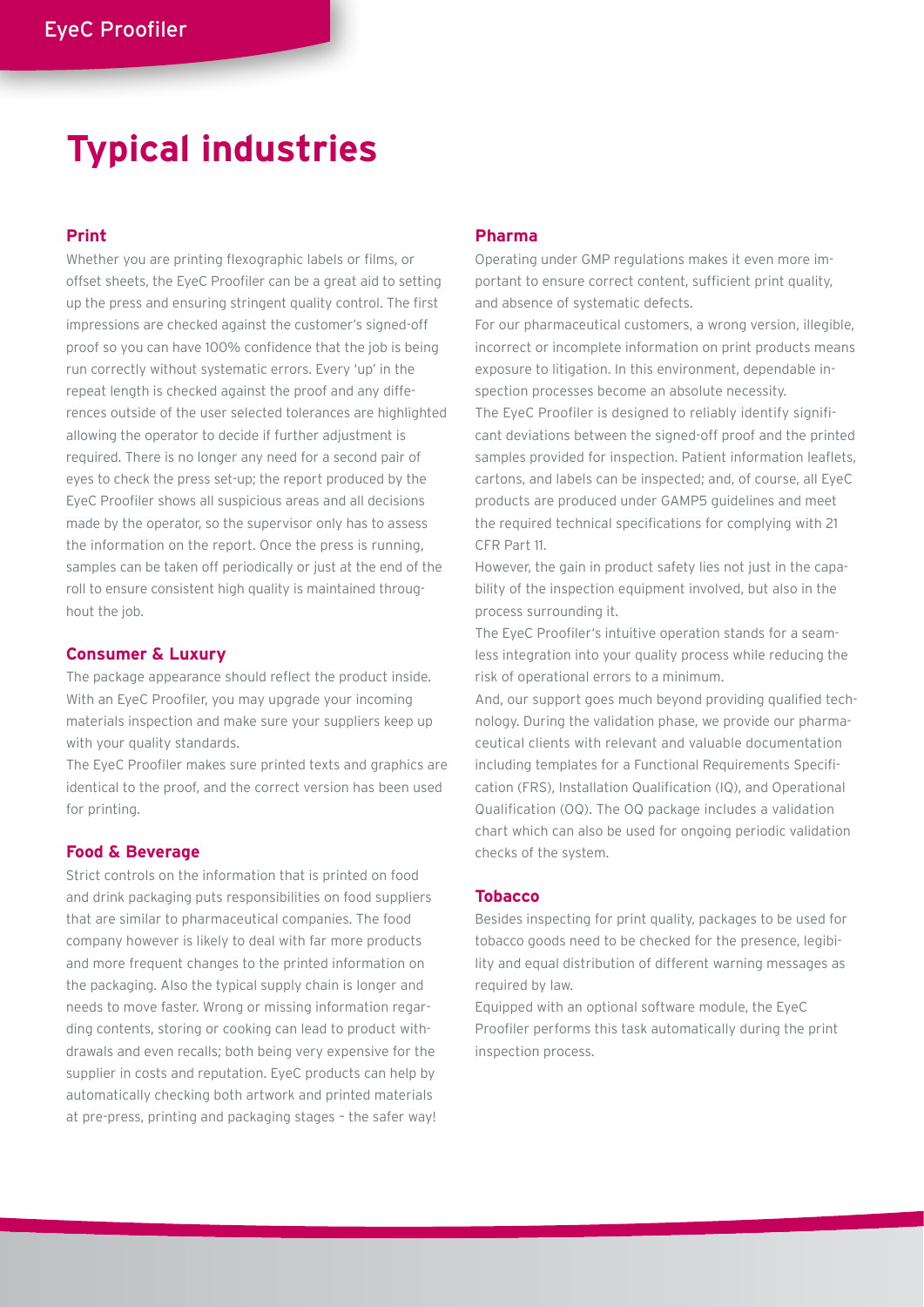# Typical industries

## Print

Whether you are printing flexographic labels or films, or offset sheets, the EyeC Proofiler can be a great aid to setting up the press and ensuring stringent quality control. The first impressions are checked against the customer's signed-off proof so you can have 100% confidence that the job is being run correctly without systematic errors. Every 'up' in the repeat length is checked against the proof and any differences outside of the user selected tolerances are highlighted allowing the operator to decide if further adjustment is required. There is no longer any need for a second pair of eyes to check the press set-up; the report produced by the EyeC Proofiler shows all suspicious areas and all decisions made by the operator, so the supervisor only has to assess the information on the report. Once the press is running, samples can be taken off periodically or just at the end of the roll to ensure consistent high quality is maintained throughout the job.

## Consumer & Luxury

The package appearance should reflect the product inside. With an EyeC Proofiler, you may upgrade your incoming materials inspection and make sure your suppliers keep up with your quality standards.

The EyeC Proofiler makes sure printed texts and graphics are identical to the proof, and the correct version has been used for printing.

## Food & Beverage

Strict controls on the information that is printed on food and drink packaging puts responsibilities on food suppliers that are similar to pharmaceutical companies. The food company however is likely to deal with far more products and more frequent changes to the printed information on the packaging. Also the typical supply chain is longer and needs to move faster. Wrong or missing information regarding contents, storing or cooking can lead to product withdrawals and even recalls; both being very expensive for the supplier in costs and reputation. EyeC products can help by automatically checking both artwork and printed materials at pre-press, printing and packaging stages – the safer way!

## Pharma

Operating under GMP regulations makes it even more important to ensure correct content, sufficient print quality, and absence of systematic defects.

For our pharmaceutical customers, a wrong version, illegible, incorrect or incomplete information on print products means exposure to litigation. In this environment, dependable inspection processes become an absolute necessity.

The EyeC Proofiler is designed to reliably identify significant deviations between the signed-off proof and the printed samples provided for inspection. Patient information leaflets, cartons, and labels can be inspected; and, of course, all EyeC products are produced under GAMP5 guidelines and meet the required technical specifications for complying with 21 CFR Part 11.

However, the gain in product safety lies not just in the capability of the inspection equipment involved, but also in the process surrounding it.

The EyeC Proofiler's intuitive operation stands for a seamless integration into your quality process while reducing the risk of operational errors to a minimum.

And, our support goes much beyond providing qualified technology. During the validation phase, we provide our pharmaceutical clients with relevant and valuable documentation including templates for a Functional Requirements Specification (FRS), Installation Qualification (IQ), and Operational Qualification (OQ). The OQ package includes a validation chart which can also be used for ongoing periodic validation checks of the system.

## Tobacco

Besides inspecting for print quality, packages to be used for tobacco goods need to be checked for the presence, legibility and equal distribution of different warning messages as required by law.

Equipped with an optional software module, the EyeC Proofiler performs this task automatically during the print inspection process.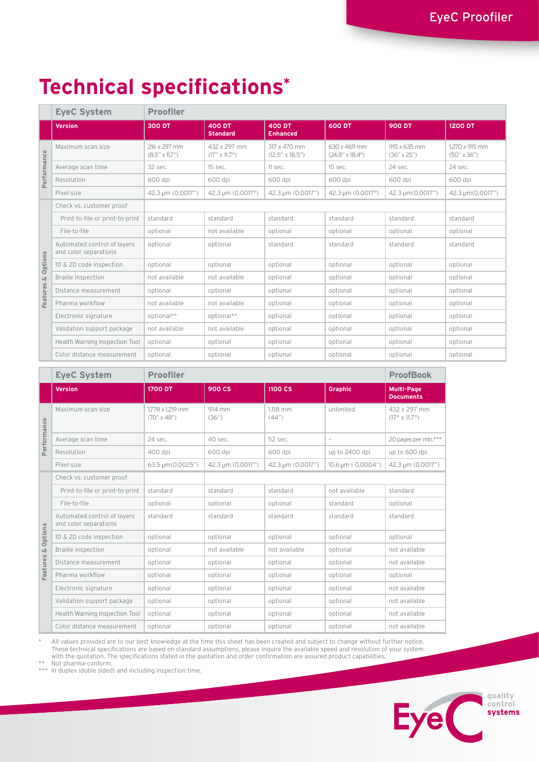# Technical specifications*

| | EyeC System | Proofiler | | | | | |
|---|---|---|---|---|---|---|---|
| | **Version** | **300 DT** | **400 DT Standard** | **400 DT Enhanced** | **600 DT** | **900 DT** | **1200 DT** |
| Performance | Maximum scan size | 216 x 297 mm (8.5" x 11.7") | 432 x 297 mm (17" x 11.7") | 317 x 470 mm (12.5" x 18.5") | 630 x 469 mm (24.8" x 18.4") | 915 x 635 mm (36" x 25") | 1,270 x 915 mm (50" x 36") |
| | Average scan time | 32 sec. | 15 sec. | 11 sec. | 15 sec. | 24 sec. | 24 sec. |
| | Resolution | 600 dpi | 600 dpi | 600 dpi | 600 dpi | 600 dpi | 600 dpi |
| | Pixel size | 42.3 µm (0.0017") | 42.3 µm (0.0017") | 42.3 µm (0.0017") | 42.3 µm (0.0017") | 42.3 µm(0.0017") | 42.3 µm(0.0017") |
| Features & Options | Check vs. customer proof | | | | | | |
| | Print-to-file or print-to-print | standard | standard | standard | standard | standard | standard |
| | File-to-file | optional | not available | optional | optional | optional | optional |
| | Automated control of layers and color separations | optional | optional | standard | standard | standard | standard |
| | 1D & 2D code inspection | optional | optional | optional | optional | optional | optional |
| | Braille inspection | not available | not available | optional | optional | optional | optional |
| | Distance measurement | optional | optional | optional | optional | optional | optional |
| | Pharma workflow | not available | not available | optional | optional | optional | optional |
| | Electronic signature | optional** | optional** | optional | optional | optional | optional |
| | Validation support package | not available | not available | optional | optional | optional | optional |
| | Health Warning Inspection Tool | optional | optional | optional | optional | optional | optional |
| | Color distance measurement | optional | optional | optional | optional | optional | optional |

| | EyeC System | Proofiler | | | | ProofBook |
|---|---|---|---|---|---|---|
| | **Version** | **1700 DT** | **900 CS** | **1100 CS** | **Graphic** | **Multi-Page Documents** |
| Performance | Maximum scan size | 1,778 x 1,219 mm (70" x 48") | 914 mm (36") | 1,118 mm (44") | unlimited | 432 x 297 mm (17" x 11.7") |
| | Average scan time | 24 sec. | 40 sec. | 52 sec. | – | 20 pages per min.*** |
| | Resolution | 400 dpi | 600 dpi | 600 dpi | up to 2400 dpi | up to 600 dpi |
| | Pixel size | 63.5 µm(0.0025") | 42.3 µm (0.0017") | 42.3 µm (0.0017") | 10.6 µm ( 0.0004") | 42.3 µm (0.0017") |
| Features & Options | Check vs. customer proof | | | | | |
| | Print-to-file or print-to-print | standard | standard | standard | not available | standard |
| | File-to-file | optional | optional | optional | standard | optional |
| | Automated control of layers and color separations | standard | standard | standard | standard | standard |
| | 1D & 2D code inspection | optional | optional | optional | optional | optional |
| | Braille inspection | optional | not available | not available | optional | not available |
| | Distance measurement | optional | optional | optional | optional | not available |
| | Pharma workflow | optional | optional | optional | optional | optional |
| | Electronic signature | optional | optional | optional | optional | not available |
| | Validation support package | optional | optional | optional | optional | not available |
| | Health Warning Inspection Tool | optional | optional | optional | optional | not available |
| | Color distance measurement | optional | optional | optional | optional | not available |

\* All values provided are to our best knowledge at the time this sheet has been created and subject to change without further notice. These technical specifications are based on standard assumptions, please inquire the available speed and resolution of your system with the quotation. The specifications stated in the quotation and order confirmation are assured product capabilities.

\*\* Not pharma-conform.

\*\*\* In duplex (doble sided) and including inspection time.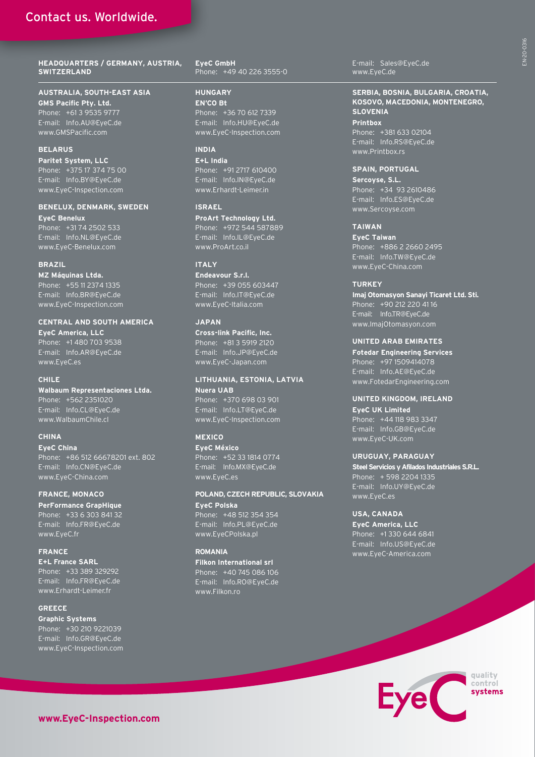# Contact us. Worldwide.

**HEADQUARTERS / GERMANY, AUSTRIA, SWITZERLAND**
**EyeC GmbH**
Phone: +49 40 226 3555-0
E-mail: Sales@EyeC.de
www.EyeC.de

**AUSTRALIA, SOUTH-EAST ASIA**
**GMS Pacific Pty. Ltd.**
Phone: +61 3 9535 9777
E-mail: Info.AU@EyeC.de
www.GMSPacific.com

**BELARUS**
**Paritet System, LLC**
Phone: +375 17 374 75 00
E-mail: Info.BY@EyeC.de
www.EyeC-Inspection.com

**BENELUX, DENMARK, SWEDEN**
**EyeC Benelux**
Phone: +31 74 2502 533
E-mail: Info.NL@EyeC.de
www.EyeC-Benelux.com

**BRAZIL**
**MZ Máquinas Ltda.**
Phone: +55 11 2374 1335
E-mail: Info.BR@EyeC.de
www.EyeC-Inspection.com

**CENTRAL AND SOUTH AMERICA**
**EyeC America, LLC**
Phone: +1 480 703 9538
E-mail: Info.AR@EyeC.de
www.EyeC.es

**CHILE**
**Walbaum Representaciones Ltda.**
Phone: +562 2351020
E-mail: Info.CL@EyeC.de
www.WalbaumChile.cl

**CHINA**
**EyeC China**
Phone: +86 512 66678201 ext. 802
E-mail: Info.CN@EyeC.de
www.EyeC-China.com

**FRANCE, MONACO**
**PerFormance GrapHique**
Phone: +33 6 303 841 32
E-mail: Info.FR@EyeC.de
www.EyeC.fr

**FRANCE**
**E+L France SARL**
Phone: +33 389 329292
E-mail: Info.FR@EyeC.de
www.Erhardt-Leimer.fr

**GREECE**
**Graphic Systems**
Phone: +30 210 9221039
E-mail: Info.GR@EyeC.de
www.EyeC-Inspection.com

**HUNGARY**
**EN'CO Bt**
Phone: +36 70 612 7339
E-mail: Info.HU@EyeC.de
www.EyeC-Inspection.com

**INDIA**
**E+L India**
Phone: +91 2717 610400
E-mail: Info.IN@EyeC.de
www.Erhardt-Leimer.in

**ISRAEL**
**ProArt Technology Ltd.**
Phone: +972 544 587889
E-mail: Info.IL@EyeC.de
www.ProArt.co.il

**ITALY**
**Endeavour S.r.l.**
Phone: +39 055 603447
E-mail: Info.IT@EyeC.de
www.EyeC-Italia.com

**JAPAN**
**Cross-link Pacific, Inc.**
Phone: +81 3 5919 2120
E-mail: Info.JP@EyeC.de
www.EyeC-Japan.com

**LITHUANIA, ESTONIA, LATVIA**
**Nuera UAB**
Phone: +370 698 03 901
E-mail: Info.LT@EyeC.de
www.EyeC-Inspection.com

**MEXICO**
**EyeC México**
Phone: +52 33 1814 0774
E-mail: Info.MX@EyeC.de
www.EyeC.es

**POLAND, CZECH REPUBLIC, SLOVAKIA**
**EyeC Polska**
Phone: +48 512 354 354
E-mail: Info.PL@EyeC.de
www.EyeCPolska.pl

**ROMANIA**
**Filkon International srl**
Phone: +40 745 086 106
E-mail: Info.RO@EyeC.de
www.Filkon.ro

**SERBIA, BOSNIA, BULGARIA, CROATIA, KOSOVO, MACEDONIA, MONTENEGRO, SLOVENIA**
**Printbox**
Phone: +381 633 02104
E-mail: Info.RS@EyeC.de
www.Printbox.rs

**SPAIN, PORTUGAL**
**Sercoyse, S.L.**
Phone: +34 93 2610486
E-mail: Info.ES@EyeC.de
www.Sercoyse.com

**TAIWAN**
**EyeC Taiwan**
Phone: +886 2 2660 2495
E-mail: Info.TW@EyeC.de
www.EyeC-China.com

**TURKEY**
**Imaj Otomasyon Sanayi Ticaret Ltd. Sti.**
Phone: +90 212 220 41 16
E-mail: Info.TR@EyeC.de
www.ImajOtomasyon.com

**UNITED ARAB EMIRATES**
**Fotedar Engineering Services**
Phone: +97 1509414078
E-mail: Info.AE@EyeC.de
www.FotedarEngineering.com

**UNITED KINGDOM, IRELAND**
**EyeC UK Limited**
Phone: +44 118 983 3347
E-mail: Info.GB@EyeC.de
www.EyeC-UK.com

**URUGUAY, PARAGUAY**
**Steel Servicios y Afilados Industriales S.R.L.**
Phone: + 598 2204 1335
E-mail: Info.UY@EyeC.de
www.EyeC.es

**USA, CANADA**
**EyeC America, LLC**
Phone: +1 330 644 6841
E-mail: Info.US@EyeC.de
www.EyeC-America.com

EyeC quality control systems

**www.EyeC-Inspection.com**

EN-20-0316